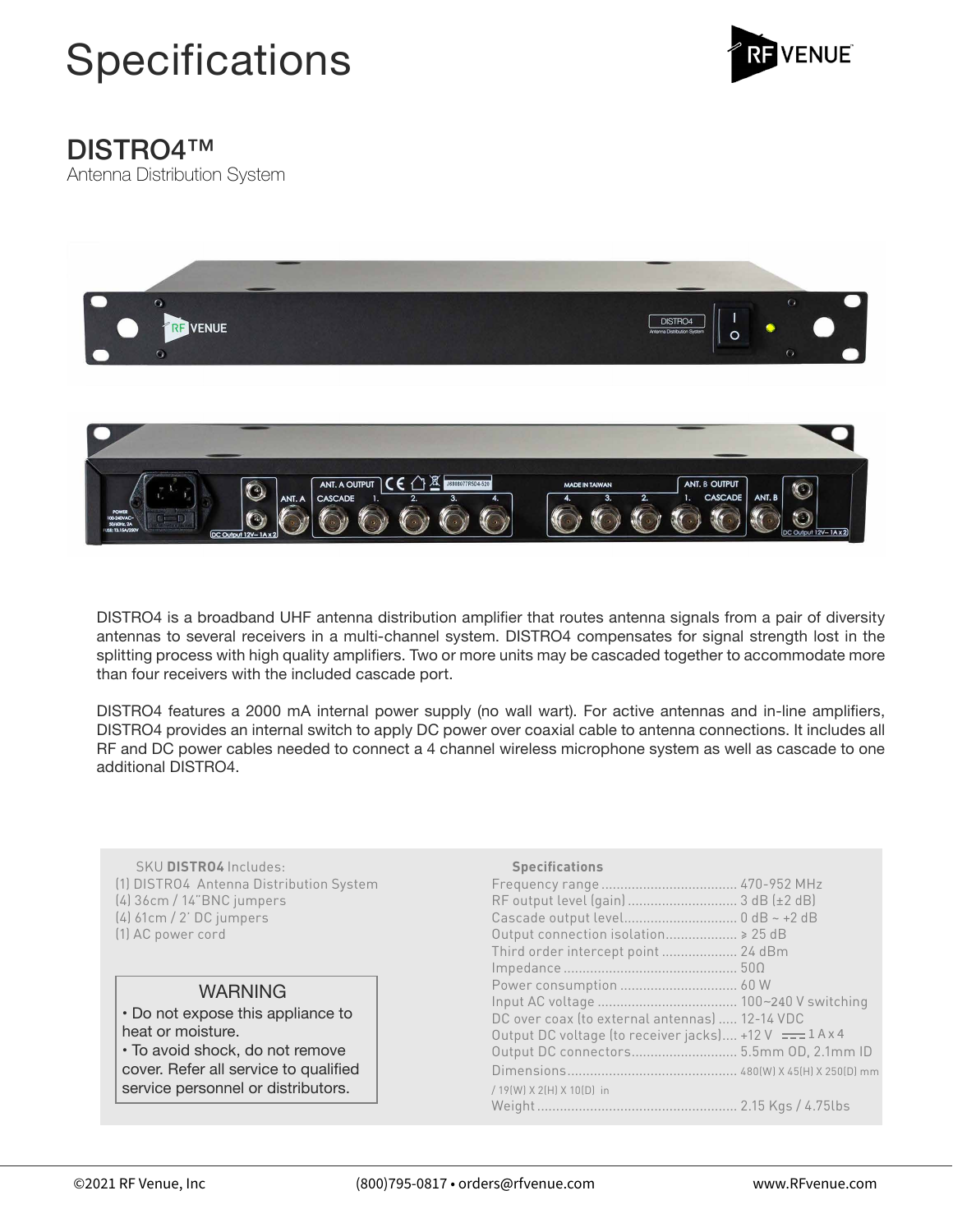# Specifications

## DISTRO4™

Antenna Distribution System

DISTRO4 is a broadband UHF antenna distribution amplifier that routes antenna signals from a pair of diversity antennas to several receivers in a multi-channel system. DISTRO4 compensates for signal strength lost in the splitting process with high quality amplifiers. Two or more units may be cascaded together to accommodate more than four receivers with the included cascade port.

DISTRO4 features a 2000 mA internal power supply (no wall wart). For active antennas and in-line amplifiers, DISTRO4 provides an internal switch to apply DC power over coaxial cable to antenna connections. It includes all RF and DC power cables needed to connect a 4 channel wireless microphone system as well as cascade to one additional DISTRO4.

SKU **DISTRO4** Includes:

- (1) DISTRO4 Antenna Distribution System
- (4) 36cm / 14"BNC jumpers
- (4) 61cm / 2' DC jumpers
- (1) AC power cord

**WARNING**

- Do not expose this appliance to heat or moisture.
- To avoid shock, do not remove cover. Refer all service to qualified service personnel or distributors.

**Specifications**

| Specification | Value |
| --- | --- |
| Frequency range | 470-952 MHz |
| RF output level (gain) | 3 dB (±2 dB) |
| Cascade output level | 0 dB ~ +2 dB |
| Output connection isolation | ≥ 25 dB |
| Third order intercept point | 24 dBm |
| Impedance | 50Ω |
| Power consumption | 60 W |
| Input AC voltage | 100~240 V switching |
| DC over coax (to external antennas) | 12-14 VDC |
| Output DC voltage (to receiver jacks) | +12 V ⎓ 1 A x 4 |
| Output DC connectors | 5.5mm OD, 2.1mm ID |
| Dimensions | 480(W) X 45(H) X 250(D) mm / 19(W) X 2(H) X 10(D) in |
| Weight | 2.15 Kgs / 4.75lbs |

©2021 RF Venue, Inc (800)795-0817 • orders@rfvenue.com www.RFvenue.com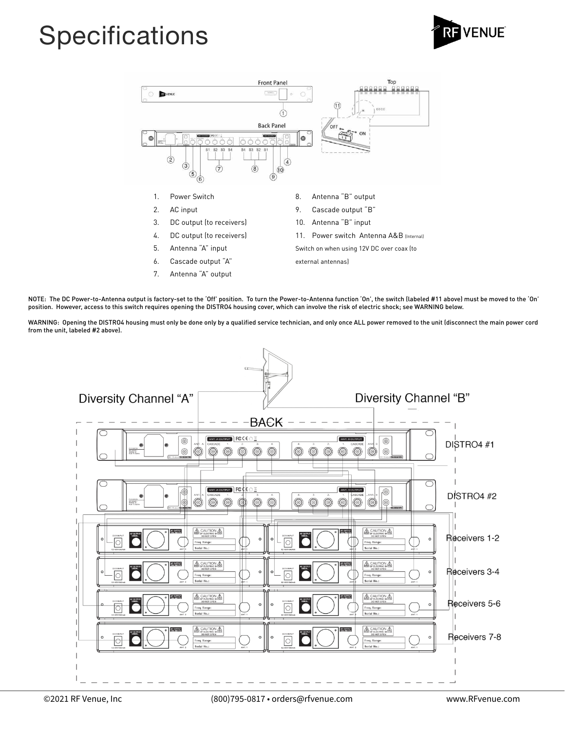# Specifications

1. Power Switch
2. AC input
3. DC output (to receivers)
4. DC output (to receivers)
5. Antenna "A" input
6. Cascade output "A"
7. Antenna "A" output
8. Antenna "B" output
9. Cascade output "B"
10. Antenna "B" input
11. Power switch Antenna A&B (Internal) Switch on when using 12V DC over coax (to external antennas)

NOTE: The DC Power-to-Antenna output is factory-set to the 'Off' position. To turn the Power-to-Antenna function 'On', the switch (labeled #11 above) must be moved to the 'On' position. However, access to this switch requires opening the DISTRO4 housing cover, which can involve the risk of electric shock; see WARNING below.

WARNING: Opening the DISTRO4 housing must only be done only by a qualified service technician, and only once ALL power removed to the unit (disconnect the main power cord from the unit, labeled #2 above).

Diversity Channel "A"

Diversity Channel "B"

BACK

DISTRO4 #1

DISTRO4 #2

Receivers 1-2

Receivers 3-4

Receivers 5-6

Receivers 7-8